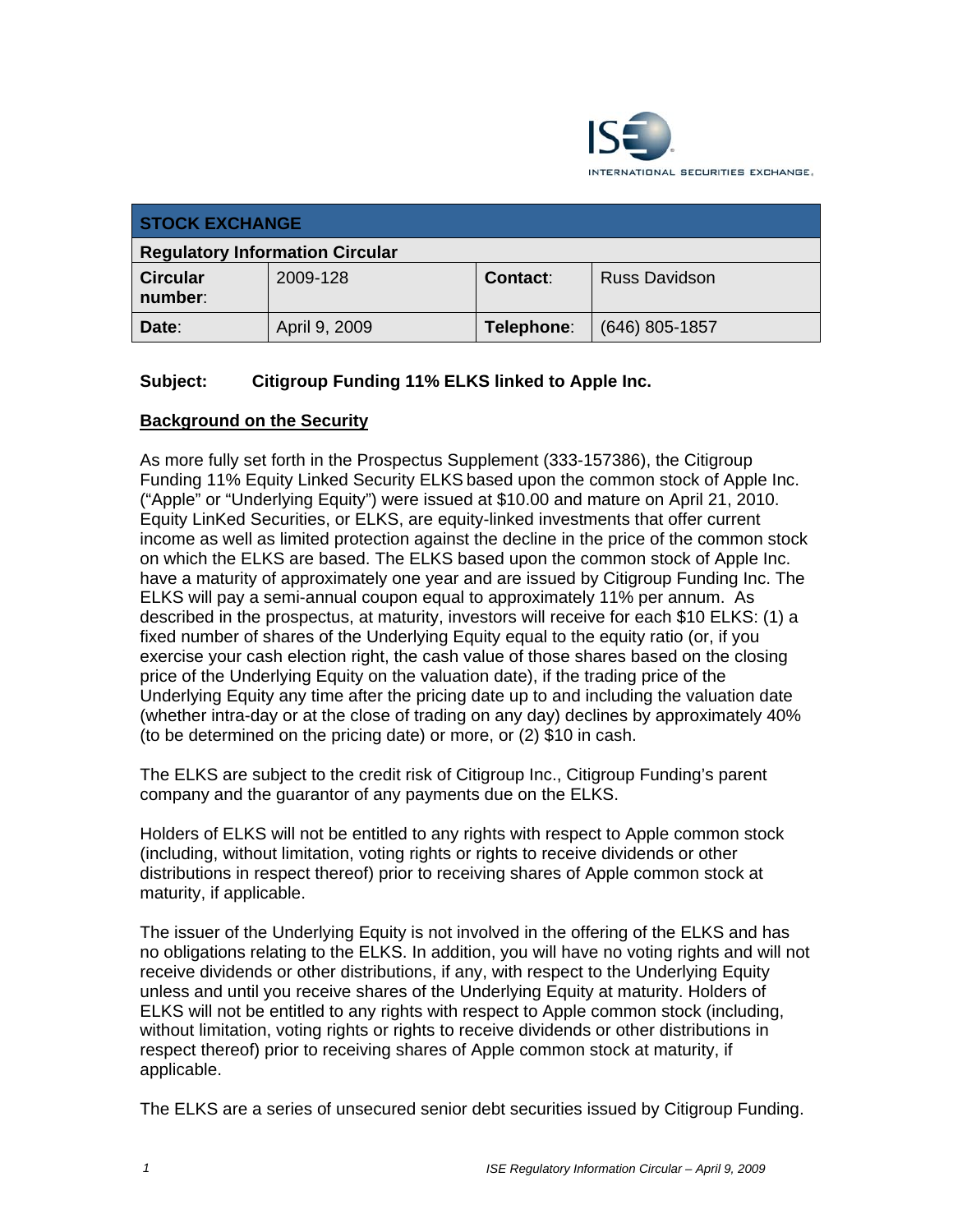INTERNATIONAL SECURITIES EXCHANGE.

| **STOCK EXCHANGE** | | | |
|---|---|---|---|
| **Regulatory Information Circular** | | | |
| **Circular number**: | 2009-128 | **Contact**: | Russ Davidson |
| **Date**: | April 9, 2009 | **Telephone**: | (646) 805-1857 |

**Subject: Citigroup Funding 11% ELKS linked to Apple Inc.**

## Background on the Security

As more fully set forth in the Prospectus Supplement (333-157386), the Citigroup Funding 11% Equity Linked Security ELKS based upon the common stock of Apple Inc. ("Apple" or "Underlying Equity") were issued at $10.00 and mature on April 21, 2010. Equity LinKed Securities, or ELKS, are equity-linked investments that offer current income as well as limited protection against the decline in the price of the common stock on which the ELKS are based. The ELKS based upon the common stock of Apple Inc. have a maturity of approximately one year and are issued by Citigroup Funding Inc. The ELKS will pay a semi-annual coupon equal to approximately 11% per annum. As described in the prospectus, at maturity, investors will receive for each $10 ELKS: (1) a fixed number of shares of the Underlying Equity equal to the equity ratio (or, if you exercise your cash election right, the cash value of those shares based on the closing price of the Underlying Equity on the valuation date), if the trading price of the Underlying Equity any time after the pricing date up to and including the valuation date (whether intra-day or at the close of trading on any day) declines by approximately 40% (to be determined on the pricing date) or more, or (2) $10 in cash.

The ELKS are subject to the credit risk of Citigroup Inc., Citigroup Funding's parent company and the guarantor of any payments due on the ELKS.

Holders of ELKS will not be entitled to any rights with respect to Apple common stock (including, without limitation, voting rights or rights to receive dividends or other distributions in respect thereof) prior to receiving shares of Apple common stock at maturity, if applicable.

The issuer of the Underlying Equity is not involved in the offering of the ELKS and has no obligations relating to the ELKS. In addition, you will have no voting rights and will not receive dividends or other distributions, if any, with respect to the Underlying Equity unless and until you receive shares of the Underlying Equity at maturity. Holders of ELKS will not be entitled to any rights with respect to Apple common stock (including, without limitation, voting rights or rights to receive dividends or other distributions in respect thereof) prior to receiving shares of Apple common stock at maturity, if applicable.

The ELKS are a series of unsecured senior debt securities issued by Citigroup Funding.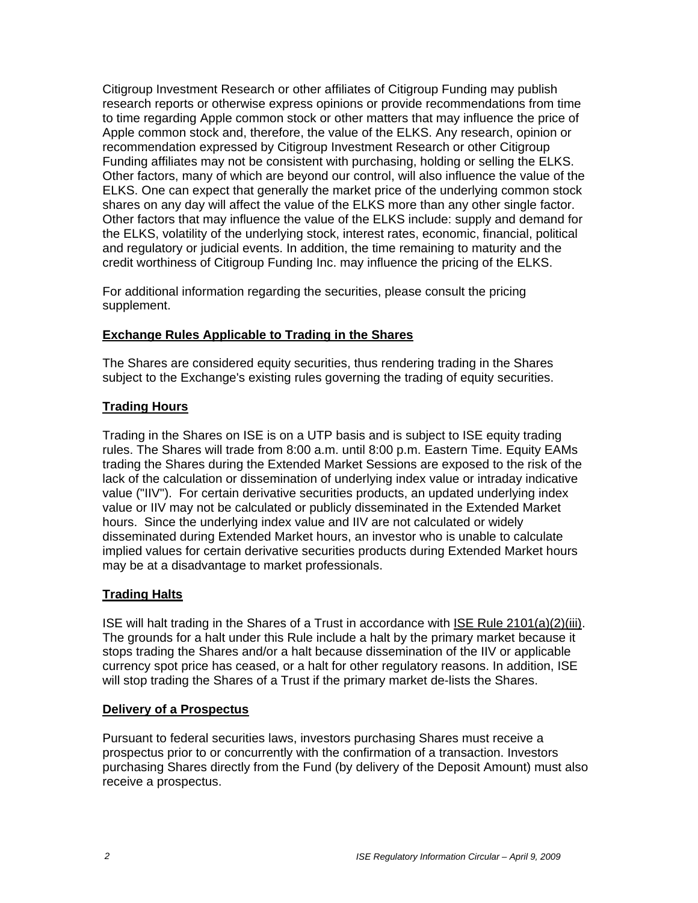Citigroup Investment Research or other affiliates of Citigroup Funding may publish research reports or otherwise express opinions or provide recommendations from time to time regarding Apple common stock or other matters that may influence the price of Apple common stock and, therefore, the value of the ELKS. Any research, opinion or recommendation expressed by Citigroup Investment Research or other Citigroup Funding affiliates may not be consistent with purchasing, holding or selling the ELKS. Other factors, many of which are beyond our control, will also influence the value of the ELKS. One can expect that generally the market price of the underlying common stock shares on any day will affect the value of the ELKS more than any other single factor. Other factors that may influence the value of the ELKS include: supply and demand for the ELKS, volatility of the underlying stock, interest rates, economic, financial, political and regulatory or judicial events. In addition, the time remaining to maturity and the credit worthiness of Citigroup Funding Inc. may influence the pricing of the ELKS.

For additional information regarding the securities, please consult the pricing supplement.

## Exchange Rules Applicable to Trading in the Shares

The Shares are considered equity securities, thus rendering trading in the Shares subject to the Exchange's existing rules governing the trading of equity securities.

## Trading Hours

Trading in the Shares on ISE is on a UTP basis and is subject to ISE equity trading rules. The Shares will trade from 8:00 a.m. until 8:00 p.m. Eastern Time. Equity EAMs trading the Shares during the Extended Market Sessions are exposed to the risk of the lack of the calculation or dissemination of underlying index value or intraday indicative value ("IIV"). For certain derivative securities products, an updated underlying index value or IIV may not be calculated or publicly disseminated in the Extended Market hours. Since the underlying index value and IIV are not calculated or widely disseminated during Extended Market hours, an investor who is unable to calculate implied values for certain derivative securities products during Extended Market hours may be at a disadvantage to market professionals.

## Trading Halts

ISE will halt trading in the Shares of a Trust in accordance with ISE Rule 2101(a)(2)(iii). The grounds for a halt under this Rule include a halt by the primary market because it stops trading the Shares and/or a halt because dissemination of the IIV or applicable currency spot price has ceased, or a halt for other regulatory reasons. In addition, ISE will stop trading the Shares of a Trust if the primary market de-lists the Shares.

## Delivery of a Prospectus

Pursuant to federal securities laws, investors purchasing Shares must receive a prospectus prior to or concurrently with the confirmation of a transaction. Investors purchasing Shares directly from the Fund (by delivery of the Deposit Amount) must also receive a prospectus.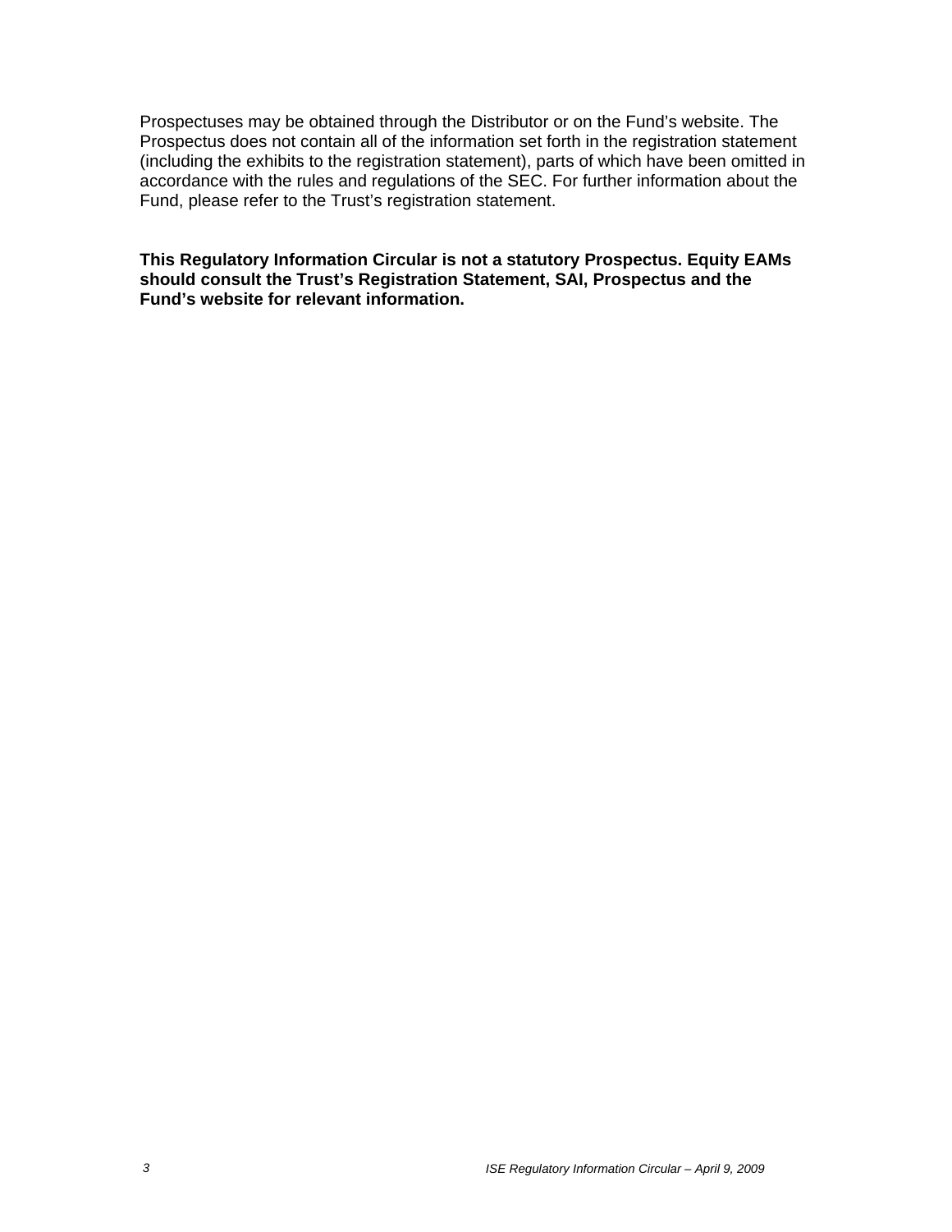Prospectuses may be obtained through the Distributor or on the Fund's website. The Prospectus does not contain all of the information set forth in the registration statement (including the exhibits to the registration statement), parts of which have been omitted in accordance with the rules and regulations of the SEC. For further information about the Fund, please refer to the Trust's registration statement.

**This Regulatory Information Circular is not a statutory Prospectus. Equity EAMs should consult the Trust's Registration Statement, SAI, Prospectus and the Fund's website for relevant information.**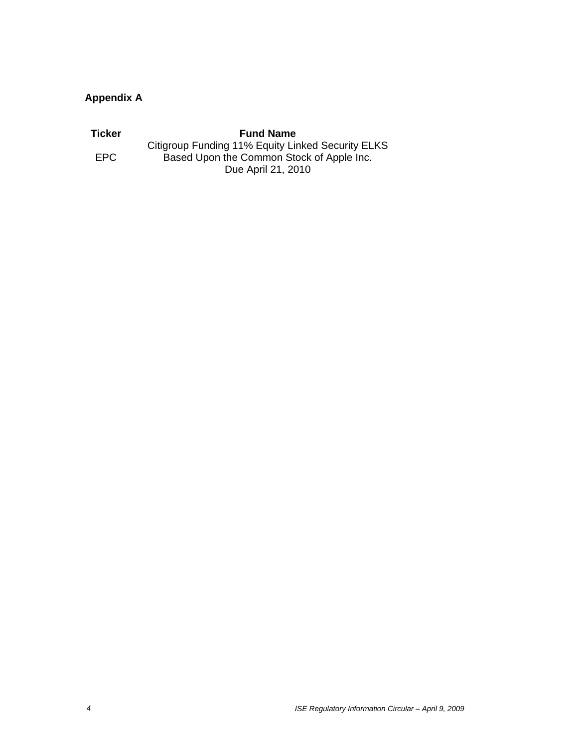**Appendix A**

| Ticker | Fund Name |
| --- | --- |
| EPC | Citigroup Funding 11% Equity Linked Security ELKS Based Upon the Common Stock of Apple Inc. Due April 21, 2010 |